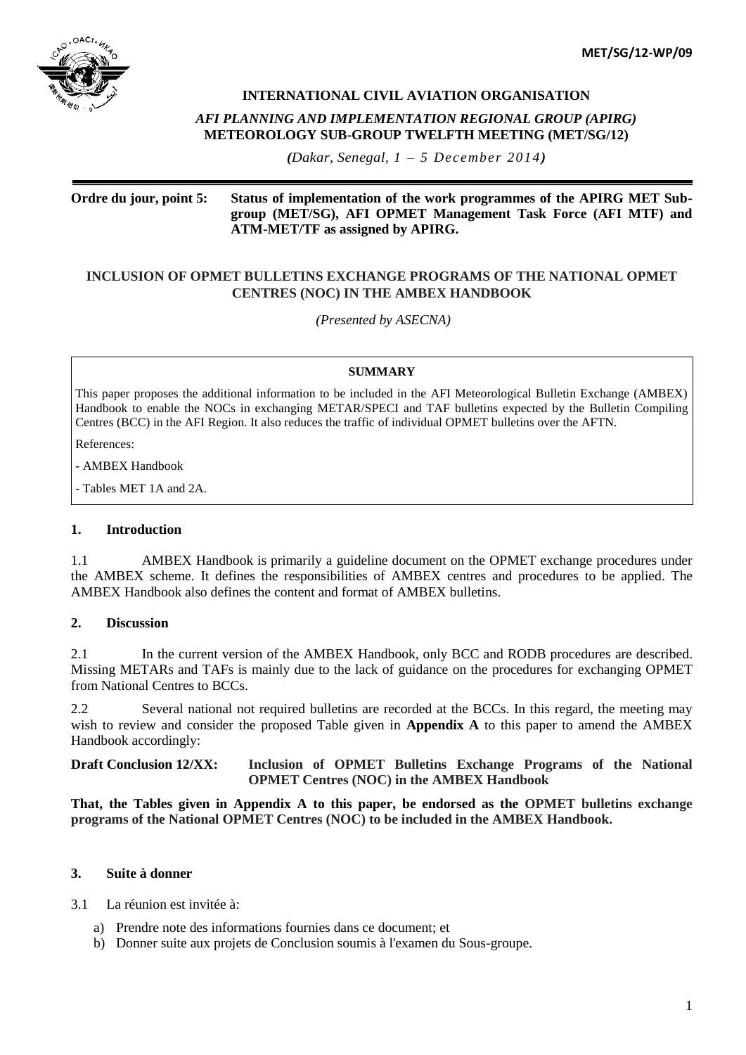MET/SG/12-WP/09

**INTERNATIONAL CIVIL AVIATION ORGANISATION**

***AFI PLANNING AND IMPLEMENTATION REGIONAL GROUP (APIRG)***
**METEOROLOGY SUB-GROUP TWELFTH MEETING (MET/SG/12)**

*(Dakar, Senegal, 1 – 5 December 2014)*

---

**Ordre du jour, point 5:** **Status of implementation of the work programmes of the APIRG MET Sub-group (MET/SG), AFI OPMET Management Task Force (AFI MTF) and ATM-MET/TF as assigned by APIRG.**

**INCLUSION OF OPMET BULLETINS EXCHANGE PROGRAMS OF THE NATIONAL OPMET CENTRES (NOC) IN THE AMBEX HANDBOOK**

*(Presented by ASECNA)*

**SUMMARY**

This paper proposes the additional information to be included in the AFI Meteorological Bulletin Exchange (AMBEX) Handbook to enable the NOCs in exchanging METAR/SPECI and TAF bulletins expected by the Bulletin Compiling Centres (BCC) in the AFI Region. It also reduces the traffic of individual OPMET bulletins over the AFTN.

References:

- AMBEX Handbook

- Tables MET 1A and 2A.

## 1. Introduction

1.1 AMBEX Handbook is primarily a guideline document on the OPMET exchange procedures under the AMBEX scheme. It defines the responsibilities of AMBEX centres and procedures to be applied. The AMBEX Handbook also defines the content and format of AMBEX bulletins.

## 2. Discussion

2.1 In the current version of the AMBEX Handbook, only BCC and RODB procedures are described. Missing METARs and TAFs is mainly due to the lack of guidance on the procedures for exchanging OPMET from National Centres to BCCs.

2.2 Several national not required bulletins are recorded at the BCCs. In this regard, the meeting may wish to review and consider the proposed Table given in **Appendix A** to this paper to amend the AMBEX Handbook accordingly:

**Draft Conclusion 12/XX:** **Inclusion of OPMET Bulletins Exchange Programs of the National OPMET Centres (NOC) in the AMBEX Handbook**

**That, the Tables given in Appendix A to this paper, be endorsed as the OPMET bulletins exchange programs of the National OPMET Centres (NOC) to be included in the AMBEX Handbook.**

## 3. Suite à donner

3.1 La réunion est invitée à:

a) Prendre note des informations fournies dans ce document; et
b) Donner suite aux projets de Conclusion soumis à l'examen du Sous-groupe.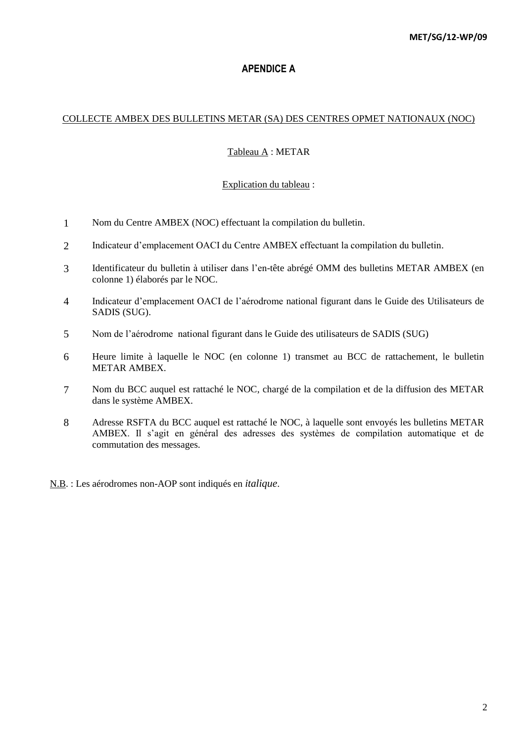# APENDICE A

COLLECTE AMBEX DES BULLETINS METAR (SA) DES CENTRES OPMET NATIONAUX (NOC)

Tableau A : METAR

Explication du tableau :

1. Nom du Centre AMBEX (NOC) effectuant la compilation du bulletin.
2. Indicateur d'emplacement OACI du Centre AMBEX effectuant la compilation du bulletin.
3. Identificateur du bulletin à utiliser dans l'en-tête abrégé OMM des bulletins METAR AMBEX (en colonne 1) élaborés par le NOC.
4. Indicateur d'emplacement OACI de l'aérodrome national figurant dans le Guide des Utilisateurs de SADIS (SUG).
5. Nom de l'aérodrome national figurant dans le Guide des utilisateurs de SADIS (SUG)
6. Heure limite à laquelle le NOC (en colonne 1) transmet au BCC de rattachement, le bulletin METAR AMBEX.
7. Nom du BCC auquel est rattaché le NOC, chargé de la compilation et de la diffusion des METAR dans le système AMBEX.
8. Adresse RSFTA du BCC auquel est rattaché le NOC, à laquelle sont envoyés les bulletins METAR AMBEX. Il s'agit en général des adresses des systèmes de compilation automatique et de commutation des messages.

N.B. : Les aérodromes non-AOP sont indiqués en *italique*.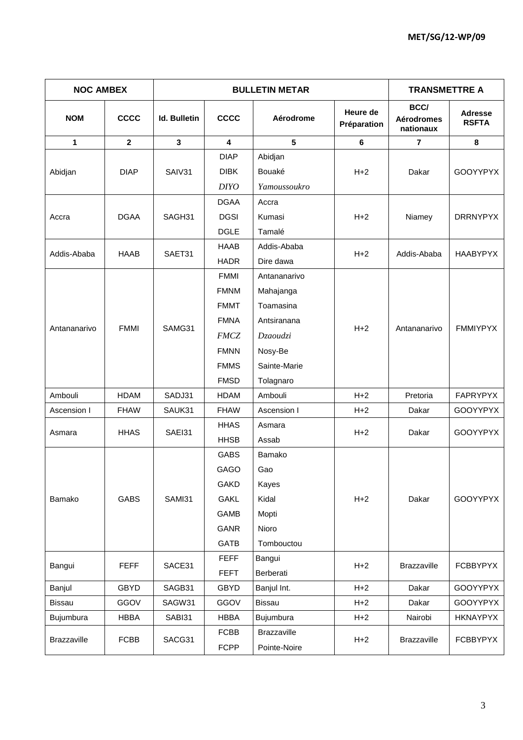| NOC AMBEX | | BULLETIN METAR | | | | TRANSMETTRE A | |
|---|---|---|---|---|---|---|---|
| **NOM** | **CCCC** | **Id. Bulletin** | **CCCC** | **Aérodrome** | **Heure de Préparation** | **BCC/ Aérodromes nationaux** | **Adresse RSFTA** |
| **1** | **2** | **3** | **4** | **5** | **6** | **7** | **8** |
| Abidjan | DIAP | SAIV31 | DIAP | Abidjan | H+2 | Dakar | GOOYYPYX |
| | | | DIBK | Bouaké | | | |
| | | | *DIYO* | *Yamoussoukro* | | | |
| Accra | DGAA | SAGH31 | DGAA | Accra | H+2 | Niamey | DRRNYPYX |
| | | | DGSI | Kumasi | | | |
| | | | DGLE | Tamalé | | | |
| Addis-Ababa | HAAB | SAET31 | HAAB | Addis-Ababa | H+2 | Addis-Ababa | HAABYPYX |
| | | | HADR | Dire dawa | | | |
| Antananarivo | FMMI | SAMG31 | FMMI | Antananarivo | H+2 | Antananarivo | FMMIYPYX |
| | | | FMNM | Mahajanga | | | |
| | | | FMMT | Toamasina | | | |
| | | | FMNA | Antsiranana | | | |
| | | | *FMCZ* | *Dzaoudzi* | | | |
| | | | FMNN | Nosy-Be | | | |
| | | | FMMS | Sainte-Marie | | | |
| | | | FMSD | Tolagnaro | | | |
| Ambouli | HDAM | SADJ31 | HDAM | Ambouli | H+2 | Pretoria | FAPRYPYX |
| Ascension I | FHAW | SAUK31 | FHAW | Ascension I | H+2 | Dakar | GOOYYPYX |
| Asmara | HHAS | SAEI31 | HHAS | Asmara | H+2 | Dakar | GOOYYPYX |
| | | | HHSB | Assab | | | |
| Bamako | GABS | SAMI31 | GABS | Bamako | H+2 | Dakar | GOOYYPYX |
| | | | GAGO | Gao | | | |
| | | | GAKD | Kayes | | | |
| | | | GAKL | Kidal | | | |
| | | | GAMB | Mopti | | | |
| | | | GANR | Nioro | | | |
| | | | GATB | Tombouctou | | | |
| Bangui | FEFF | SACE31 | FEFF | Bangui | H+2 | Brazzaville | FCBBYPYX |
| | | | FEFT | Berberati | | | |
| Banjul | GBYD | SAGB31 | GBYD | Banjul Int. | H+2 | Dakar | GOOYYPYX |
| Bissau | GGOV | SAGW31 | GGOV | Bissau | H+2 | Dakar | GOOYYPYX |
| Bujumbura | HBBA | SABI31 | HBBA | Bujumbura | H+2 | Nairobi | HKNAYPYX |
| Brazzaville | FCBB | SACG31 | FCBB | Brazzaville | H+2 | Brazzaville | FCBBYPYX |
| | | | FCPP | Pointe-Noire | | | |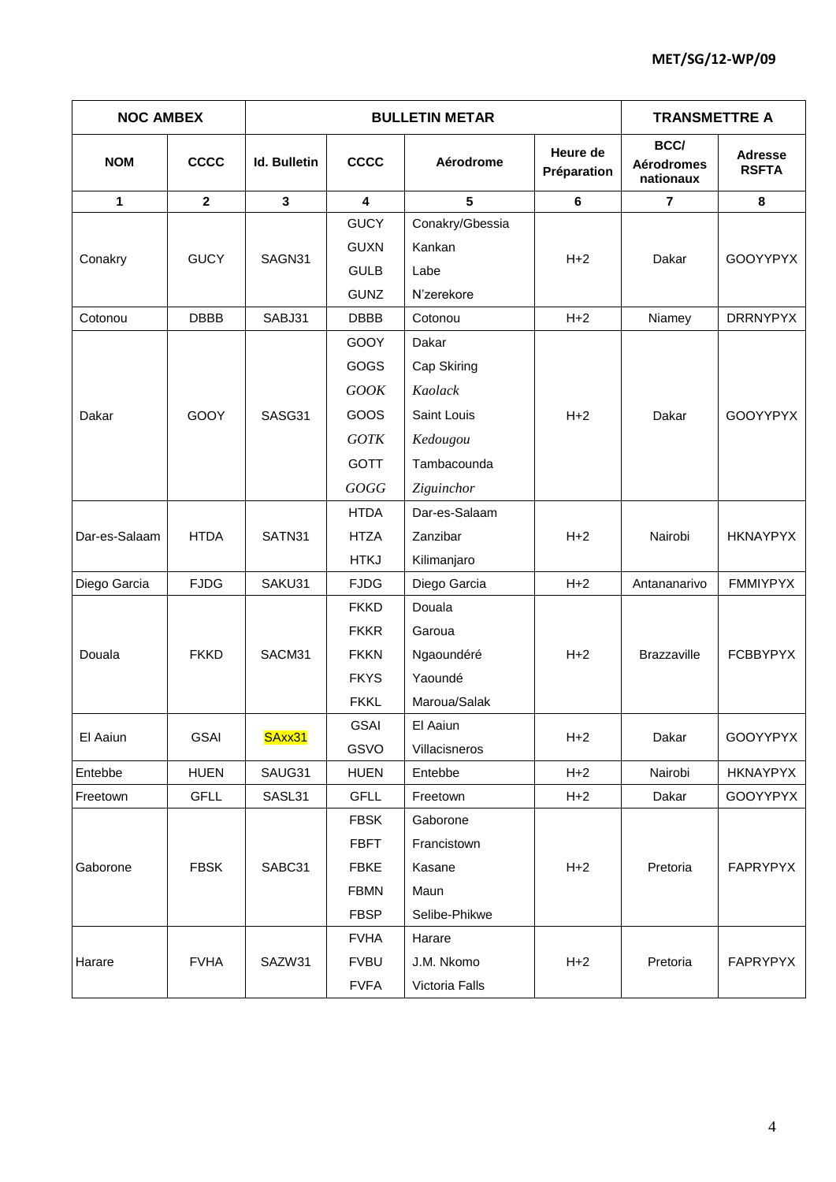| NOC AMBEX | | BULLETIN METAR | | | | TRANSMETTRE A | |
|---|---|---|---|---|---|---|---|
| **NOM** | **CCCC** | **Id. Bulletin** | **CCCC** | **Aérodrome** | **Heure de Préparation** | **BCC/ Aérodromes nationaux** | **Adresse RSFTA** |
| **1** | **2** | **3** | **4** | **5** | **6** | **7** | **8** |
| Conakry | GUCY | SAGN31 | GUCY | Conakry/Gbessia | H+2 | Dakar | GOOYYPYX |
| | | | GUXN | Kankan | | | |
| | | | GULB | Labe | | | |
| | | | GUNZ | N'zerekore | | | |
| Cotonou | DBBB | SABJ31 | DBBB | Cotonou | H+2 | Niamey | DRRNYPYX |
| Dakar | GOOY | SASG31 | GOOY | Dakar | H+2 | Dakar | GOOYYPYX |
| | | | GOGS | Cap Skiring | | | |
| | | | *GOOK* | *Kaolack* | | | |
| | | | GOOS | Saint Louis | | | |
| | | | *GOTK* | *Kedougou* | | | |
| | | | GOTT | Tambacounda | | | |
| | | | *GOGG* | *Ziguinchor* | | | |
| Dar-es-Salaam | HTDA | SATN31 | HTDA | Dar-es-Salaam | H+2 | Nairobi | HKNAYPYX |
| | | | HTZA | Zanzibar | | | |
| | | | HTKJ | Kilimanjaro | | | |
| Diego Garcia | FJDG | SAKU31 | FJDG | Diego Garcia | H+2 | Antananarivo | FMMIYPYX |
| Douala | FKKD | SACM31 | FKKD | Douala | H+2 | Brazzaville | FCBBYPYX |
| | | | FKKR | Garoua | | | |
| | | | FKKN | Ngaoundéré | | | |
| | | | FKYS | Yaoundé | | | |
| | | | FKKL | Maroua/Salak | | | |
| El Aaiun | GSAI | SAxx31 | GSAI | El Aaiun | H+2 | Dakar | GOOYYPYX |
| | | | GSVO | Villacisneros | | | |
| Entebbe | HUEN | SAUG31 | HUEN | Entebbe | H+2 | Nairobi | HKNAYPYX |
| Freetown | GFLL | SASL31 | GFLL | Freetown | H+2 | Dakar | GOOYYPYX |
| Gaborone | FBSK | SABC31 | FBSK | Gaborone | H+2 | Pretoria | FAPRYPYX |
| | | | FBFT | Francistown | | | |
| | | | FBKE | Kasane | | | |
| | | | FBMN | Maun | | | |
| | | | FBSP | Selibe-Phikwe | | | |
| Harare | FVHA | SAZW31 | FVHA | Harare | H+2 | Pretoria | FAPRYPYX |
| | | | FVBU | J.M. Nkomo | | | |
| | | | FVFA | Victoria Falls | | | |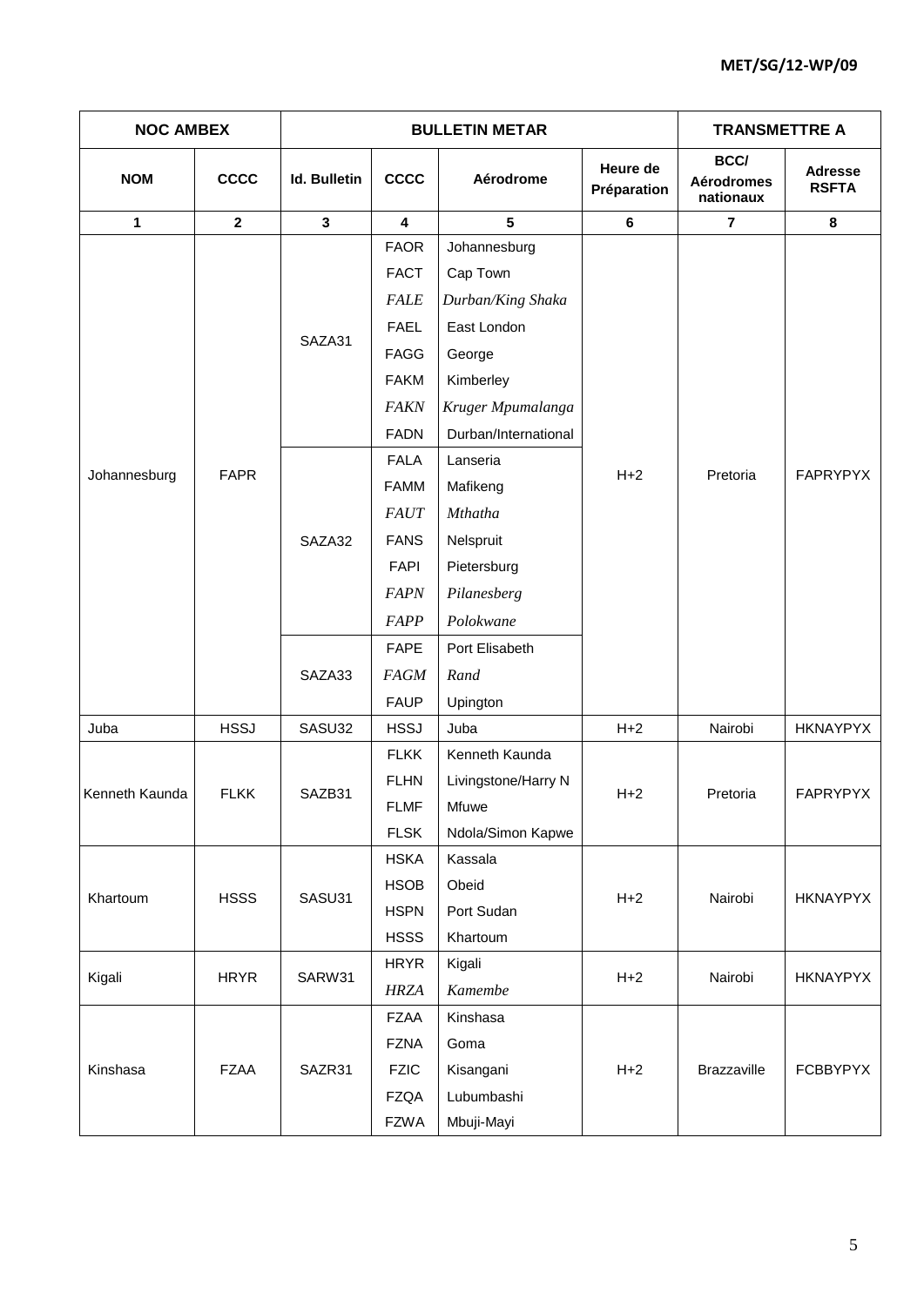| NOC AMBEX | | BULLETIN METAR | | | | TRANSMETTRE A | |
|---|---|---|---|---|---|---|---|
| **NOM** | **CCCC** | **Id. Bulletin** | **CCCC** | **Aérodrome** | **Heure de Préparation** | **BCC/ Aérodromes nationaux** | **Adresse RSFTA** |
| **1** | **2** | **3** | **4** | **5** | **6** | **7** | **8** |
| Johannesburg | FAPR | SAZA31 | FAOR | Johannesburg | H+2 | Pretoria | FAPRYPYX |
| | | | FACT | Cap Town | | | |
| | | | *FALE* | *Durban/King Shaka* | | | |
| | | | FAEL | East London | | | |
| | | | FAGG | George | | | |
| | | | FAKM | Kimberley | | | |
| | | | *FAKN* | *Kruger Mpumalanga* | | | |
| | | | FADN | Durban/International | | | |
| | | SAZA32 | FALA | Lanseria | | | |
| | | | FAMM | Mafikeng | | | |
| | | | *FAUT* | *Mthatha* | | | |
| | | | FANS | Nelspruit | | | |
| | | | FAPI | Pietersburg | | | |
| | | | *FAPN* | *Pilanesberg* | | | |
| | | | *FAPP* | *Polokwane* | | | |
| | | SAZA33 | FAPE | Port Elisabeth | | | |
| | | | *FAGM* | *Rand* | | | |
| | | | FAUP | Upington | | | |
| Juba | HSSJ | SASU32 | HSSJ | Juba | H+2 | Nairobi | HKNAYPYX |
| Kenneth Kaunda | FLKK | SAZB31 | FLKK | Kenneth Kaunda | H+2 | Pretoria | FAPRYPYX |
| | | | FLHN | Livingstone/Harry N | | | |
| | | | FLMF | Mfuwe | | | |
| | | | FLSK | Ndola/Simon Kapwe | | | |
| Khartoum | HSSS | SASU31 | HSKA | Kassala | H+2 | Nairobi | HKNAYPYX |
| | | | HSOB | Obeid | | | |
| | | | HSPN | Port Sudan | | | |
| | | | HSSS | Khartoum | | | |
| Kigali | HRYR | SARW31 | HRYR | Kigali | H+2 | Nairobi | HKNAYPYX |
| | | | *HRZA* | *Kamembe* | | | |
| Kinshasa | FZAA | SAZR31 | FZAA | Kinshasa | H+2 | Brazzaville | FCBBYPYX |
| | | | FZNA | Goma | | | |
| | | | FZIC | Kisangani | | | |
| | | | FZQA | Lubumbashi | | | |
| | | | FZWA | Mbuji-Mayi | | | |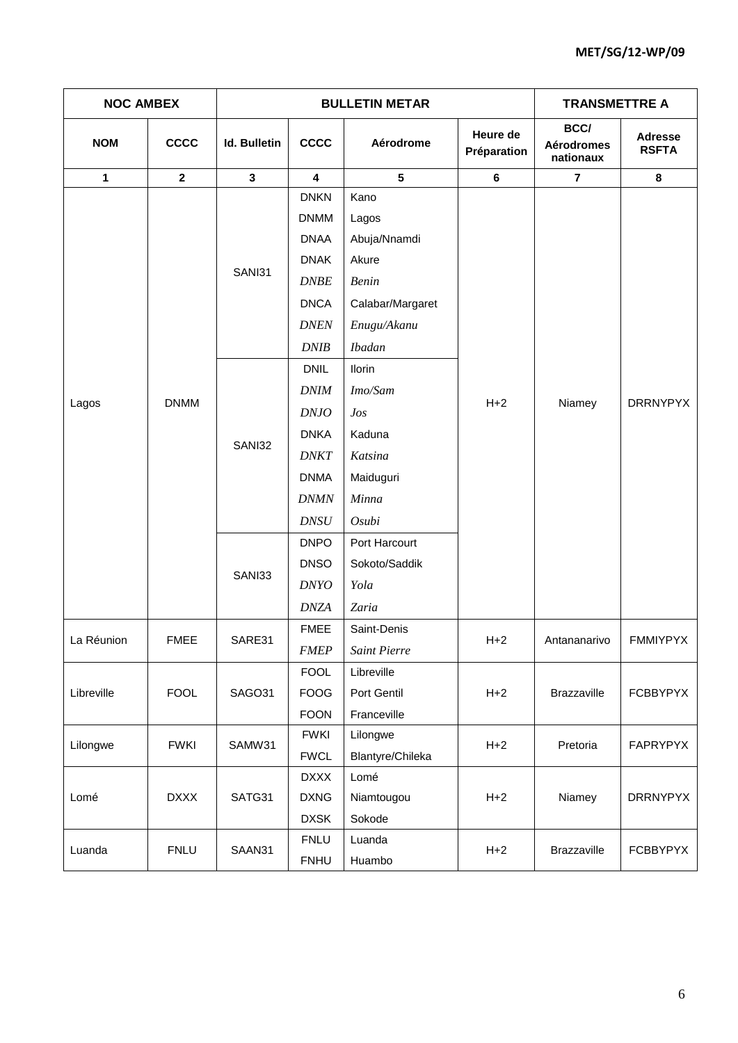| NOC AMBEX | | BULLETIN METAR | | | | TRANSMETTRE A | |
|---|---|---|---|---|---|---|---|
| **NOM** | **CCCC** | **Id. Bulletin** | **CCCC** | **Aérodrome** | **Heure de Préparation** | **BCC/ Aérodromes nationaux** | **Adresse RSFTA** |
| **1** | **2** | **3** | **4** | **5** | **6** | **7** | **8** |
| Lagos | DNMM | SANI31 | DNKN | Kano | H+2 | Niamey | DRRNYPYX |
| | | | DNMM | Lagos | | | |
| | | | DNAA | Abuja/Nnamdi | | | |
| | | | DNAK | Akure | | | |
| | | | *DNBE* | *Benin* | | | |
| | | | DNCA | Calabar/Margaret | | | |
| | | | *DNEN* | *Enugu/Akanu* | | | |
| | | | *DNIB* | *Ibadan* | | | |
| | | SANI32 | DNIL | Ilorin | | | |
| | | | *DNIM* | *Imo/Sam* | | | |
| | | | *DNJO* | *Jos* | | | |
| | | | DNKA | Kaduna | | | |
| | | | *DNKT* | *Katsina* | | | |
| | | | DNMA | Maiduguri | | | |
| | | | *DNMN* | *Minna* | | | |
| | | | *DNSU* | *Osubi* | | | |
| | | SANI33 | DNPO | Port Harcourt | | | |
| | | | DNSO | Sokoto/Saddik | | | |
| | | | *DNYO* | *Yola* | | | |
| | | | *DNZA* | *Zaria* | | | |
| La Réunion | FMEE | SARE31 | FMEE | Saint-Denis | H+2 | Antananarivo | FMMIYPYX |
| | | | *FMEP* | *Saint Pierre* | | | |
| Libreville | FOOL | SAGO31 | FOOL | Libreville | H+2 | Brazzaville | FCBBYPYX |
| | | | FOOG | Port Gentil | | | |
| | | | FOON | Franceville | | | |
| Lilongwe | FWKI | SAMW31 | FWKI | Lilongwe | H+2 | Pretoria | FAPRYPYX |
| | | | FWCL | Blantyre/Chileka | | | |
| Lomé | DXXX | SATG31 | DXXX | Lomé | H+2 | Niamey | DRRNYPYX |
| | | | DXNG | Niamtougou | | | |
| | | | DXSK | Sokode | | | |
| Luanda | FNLU | SAAN31 | FNLU | Luanda | H+2 | Brazzaville | FCBBYPYX |
| | | | FNHU | Huambo | | | |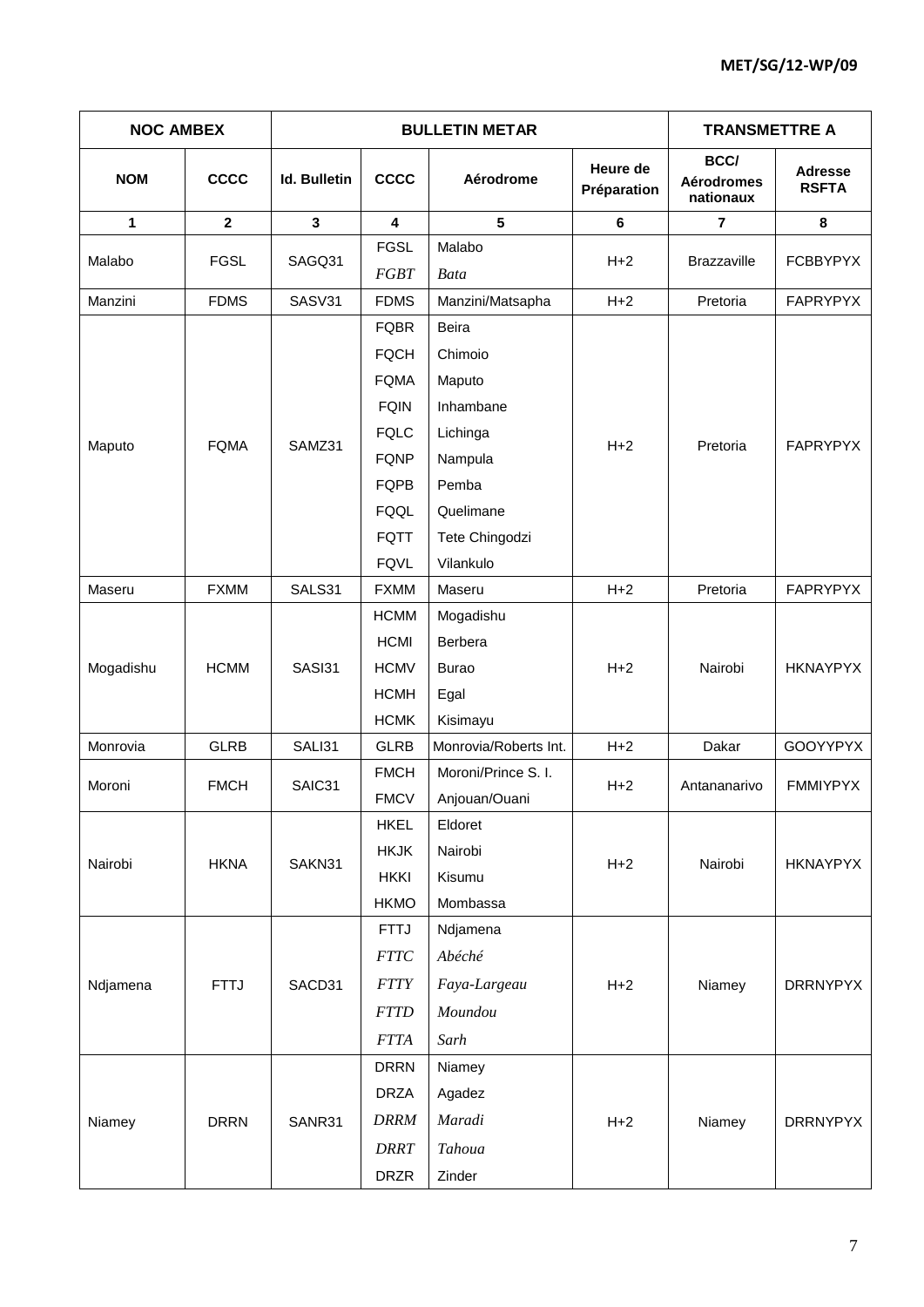| NOC AMBEX | | BULLETIN METAR | | | | TRANSMETTRE A | |
|---|---|---|---|---|---|---|---|
| **NOM** | **CCCC** | **Id. Bulletin** | **CCCC** | **Aérodrome** | **Heure de Préparation** | **BCC/ Aérodromes nationaux** | **Adresse RSFTA** |
| **1** | **2** | **3** | **4** | **5** | **6** | **7** | **8** |
| Malabo | FGSL | SAGQ31 | FGSL | Malabo | H+2 | Brazzaville | FCBBYPYX |
| | | | *FGBT* | *Bata* | | | |
| Manzini | FDMS | SASV31 | FDMS | Manzini/Matsapha | H+2 | Pretoria | FAPRYPYX |
| Maputo | FQMA | SAMZ31 | FQBR | Beira | H+2 | Pretoria | FAPRYPYX |
| | | | FQCH | Chimoio | | | |
| | | | FQMA | Maputo | | | |
| | | | FQIN | Inhambane | | | |
| | | | FQLC | Lichinga | | | |
| | | | FQNP | Nampula | | | |
| | | | FQPB | Pemba | | | |
| | | | FQQL | Quelimane | | | |
| | | | FQTT | Tete Chingodzi | | | |
| | | | FQVL | Vilankulo | | | |
| Maseru | FXMM | SALS31 | FXMM | Maseru | H+2 | Pretoria | FAPRYPYX |
| Mogadishu | HCMM | SASI31 | HCMM | Mogadishu | H+2 | Nairobi | HKNAYPYX |
| | | | HCMI | Berbera | | | |
| | | | HCMV | Burao | | | |
| | | | HCMH | Egal | | | |
| | | | HCMK | Kisimayu | | | |
| Monrovia | GLRB | SALI31 | GLRB | Monrovia/Roberts Int. | H+2 | Dakar | GOOYYPYX |
| Moroni | FMCH | SAIC31 | FMCH | Moroni/Prince S. I. | H+2 | Antananarivo | FMMIYPYX |
| | | | FMCV | Anjouan/Ouani | | | |
| Nairobi | HKNA | SAKN31 | HKEL | Eldoret | H+2 | Nairobi | HKNAYPYX |
| | | | HKJK | Nairobi | | | |
| | | | HKKI | Kisumu | | | |
| | | | HKMO | Mombassa | | | |
| Ndjamena | FTTJ | SACD31 | FTTJ | Ndjamena | H+2 | Niamey | DRRNYPYX |
| | | | *FTTC* | *Abéché* | | | |
| | | | *FTTY* | *Faya-Largeau* | | | |
| | | | *FTTD* | *Moundou* | | | |
| | | | *FTTA* | *Sarh* | | | |
| Niamey | DRRN | SANR31 | DRRN | Niamey | H+2 | Niamey | DRRNYPYX |
| | | | DRZA | Agadez | | | |
| | | | *DRRM* | *Maradi* | | | |
| | | | *DRRT* | *Tahoua* | | | |
| | | | DRZR | Zinder | | | |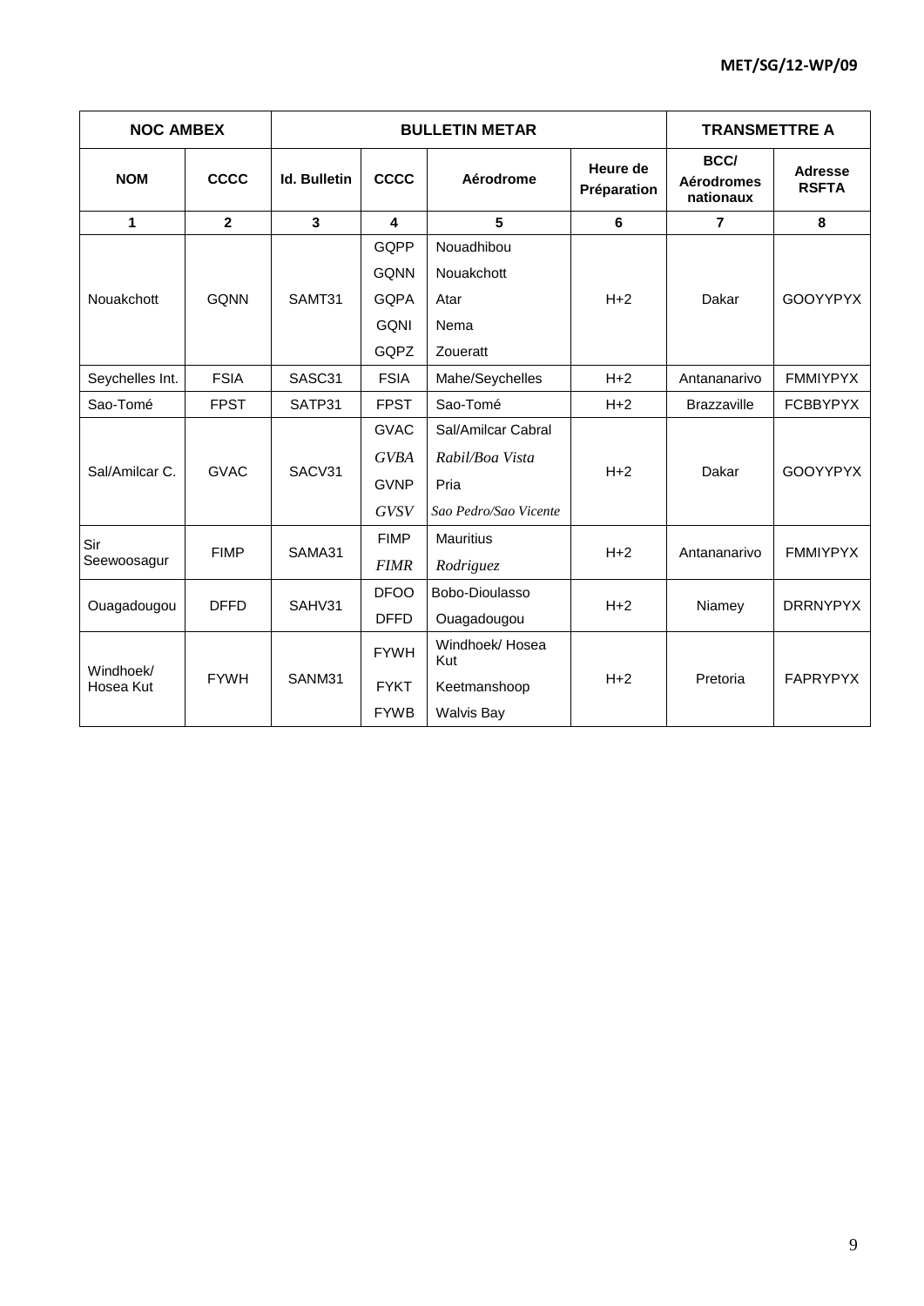| NOC AMBEX | | BULLETIN METAR | | | | TRANSMETTRE A | |
|---|---|---|---|---|---|---|---|
| **NOM** | **CCCC** | **Id. Bulletin** | **CCCC** | **Aérodrome** | **Heure de Préparation** | **BCC/ Aérodromes nationaux** | **Adresse RSFTA** |
| **1** | **2** | **3** | **4** | **5** | **6** | **7** | **8** |
| Nouakchott | GQNN | SAMT31 | GQPP | Nouadhibou | H+2 | Dakar | GOOYYPYX |
| | | | GQNN | Nouakchott | | | |
| | | | GQPA | Atar | | | |
| | | | GQNI | Nema | | | |
| | | | GQPZ | Zoueratt | | | |
| Seychelles Int. | FSIA | SASC31 | FSIA | Mahe/Seychelles | H+2 | Antananarivo | FMMIYPYX |
| Sao-Tomé | FPST | SATP31 | FPST | Sao-Tomé | H+2 | Brazzaville | FCBBYPYX |
| Sal/Amilcar C. | GVAC | SACV31 | GVAC | Sal/Amilcar Cabral | H+2 | Dakar | GOOYYPYX |
| | | | *GVBA* | *Rabil/Boa Vista* | | | |
| | | | GVNP | Pria | | | |
| | | | *GVSV* | *Sao Pedro/Sao Vicente* | | | |
| Sir Seewoosagur | FIMP | SAMA31 | FIMP | Mauritius | H+2 | Antananarivo | FMMIYPYX |
| | | | *FIMR* | *Rodriguez* | | | |
| Ouagadougou | DFFD | SAHV31 | DFOO | Bobo-Dioulasso | H+2 | Niamey | DRRNYPYX |
| | | | DFFD | Ouagadougou | | | |
| Windhoek/ Hosea Kut | FYWH | SANM31 | FYWH | Windhoek/ Hosea Kut | H+2 | Pretoria | FAPRYPYX |
| | | | FYKT | Keetmanshoop | | | |
| | | | FYWB | Walvis Bay | | | |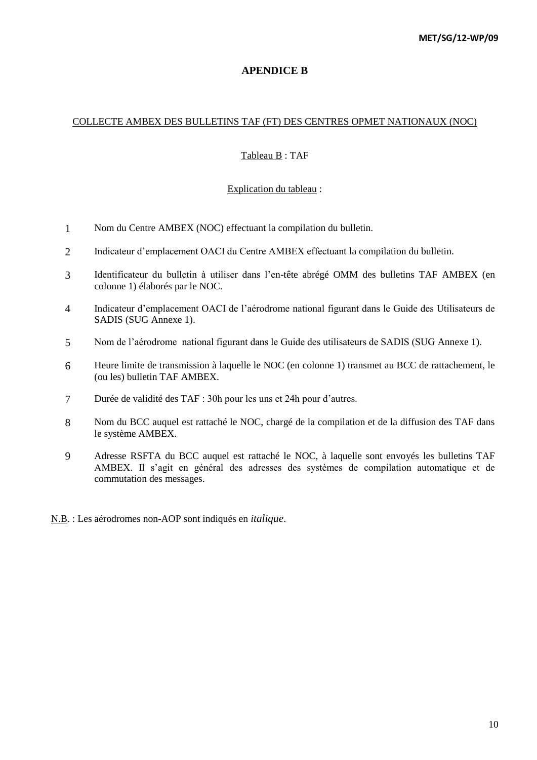# APENDICE B

COLLECTE AMBEX DES BULLETINS TAF (FT) DES CENTRES OPMET NATIONAUX (NOC)

Tableau B : TAF

Explication du tableau :

1. Nom du Centre AMBEX (NOC) effectuant la compilation du bulletin.
2. Indicateur d'emplacement OACI du Centre AMBEX effectuant la compilation du bulletin.
3. Identificateur du bulletin à utiliser dans l'en-tête abrégé OMM des bulletins TAF AMBEX (en colonne 1) élaborés par le NOC.
4. Indicateur d'emplacement OACI de l'aérodrome national figurant dans le Guide des Utilisateurs de SADIS (SUG Annexe 1).
5. Nom de l'aérodrome national figurant dans le Guide des utilisateurs de SADIS (SUG Annexe 1).
6. Heure limite de transmission à laquelle le NOC (en colonne 1) transmet au BCC de rattachement, le (ou les) bulletin TAF AMBEX.
7. Durée de validité des TAF : 30h pour les uns et 24h pour d'autres.
8. Nom du BCC auquel est rattaché le NOC, chargé de la compilation et de la diffusion des TAF dans le système AMBEX.
9. Adresse RSFTA du BCC auquel est rattaché le NOC, à laquelle sont envoyés les bulletins TAF AMBEX. Il s'agit en général des adresses des systèmes de compilation automatique et de commutation des messages.

N.B. : Les aérodromes non-AOP sont indiqués en *italique*.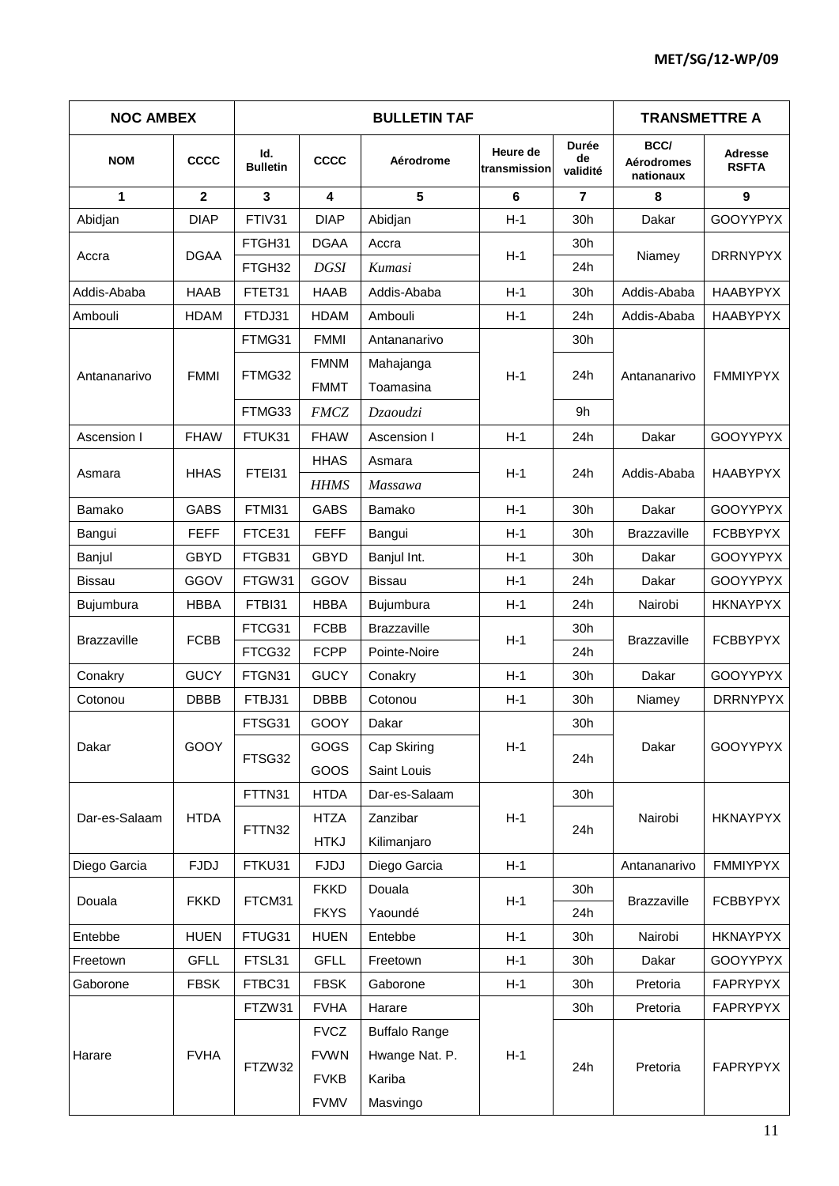| NOC AMBEX | | BULLETIN TAF | | | | | TRANSMETTRE A | |
|---|---|---|---|---|---|---|---|---|
| **NOM** | **CCCC** | **Id. Bulletin** | **CCCC** | **Aérodrome** | **Heure de transmission** | **Durée de validité** | **BCC/ Aérodromes nationaux** | **Adresse RSFTA** |
| **1** | **2** | **3** | **4** | **5** | **6** | **7** | **8** | **9** |
| Abidjan | DIAP | FTIV31 | DIAP | Abidjan | H-1 | 30h | Dakar | GOOYYPYX |
| Accra | DGAA | FTGH31 | DGAA | Accra | H-1 | 30h | Niamey | DRRNYPYX |
| | | FTGH32 | *DGSI* | *Kumasi* | | 24h | | |
| Addis-Ababa | HAAB | FTET31 | HAAB | Addis-Ababa | H-1 | 30h | Addis-Ababa | HAABYPYX |
| Ambouli | HDAM | FTDJ31 | HDAM | Ambouli | H-1 | 24h | Addis-Ababa | HAABYPYX |
| Antananarivo | FMMI | FTMG31 | FMMI | Antananarivo | H-1 | 30h | Antananarivo | FMMIYPYX |
| | | FTMG32 | FMNM | Mahajanga | | 24h | | |
| | | | FMMT | Toamasina | | | | |
| | | FTMG33 | *FMCZ* | *Dzaoudzi* | | 9h | | |
| Ascension I | FHAW | FTUK31 | FHAW | Ascension I | H-1 | 24h | Dakar | GOOYYPYX |
| Asmara | HHAS | FTEI31 | HHAS | Asmara | H-1 | 24h | Addis-Ababa | HAABYPYX |
| | | | *HHMS* | *Massawa* | | | | |
| Bamako | GABS | FTMI31 | GABS | Bamako | H-1 | 30h | Dakar | GOOYYPYX |
| Bangui | FEFF | FTCE31 | FEFF | Bangui | H-1 | 30h | Brazzaville | FCBBYPYX |
| Banjul | GBYD | FTGB31 | GBYD | Banjul Int. | H-1 | 30h | Dakar | GOOYYPYX |
| Bissau | GGOV | FTGW31 | GGOV | Bissau | H-1 | 24h | Dakar | GOOYYPYX |
| Bujumbura | HBBA | FTBI31 | HBBA | Bujumbura | H-1 | 24h | Nairobi | HKNAYPYX |
| Brazzaville | FCBB | FTCG31 | FCBB | Brazzaville | H-1 | 30h | Brazzaville | FCBBYPYX |
| | | FTCG32 | FCPP | Pointe-Noire | | 24h | | |
| Conakry | GUCY | FTGN31 | GUCY | Conakry | H-1 | 30h | Dakar | GOOYYPYX |
| Cotonou | DBBB | FTBJ31 | DBBB | Cotonou | H-1 | 30h | Niamey | DRRNYPYX |
| Dakar | GOOY | FTSG31 | GOOY | Dakar | H-1 | 30h | Dakar | GOOYYPYX |
| | | FTSG32 | GOGS | Cap Skiring | | 24h | | |
| | | | GOOS | Saint Louis | | | | |
| Dar-es-Salaam | HTDA | FTTN31 | HTDA | Dar-es-Salaam | H-1 | 30h | Nairobi | HKNAYPYX |
| | | FTTN32 | HTZA | Zanzibar | | 24h | | |
| | | | HTKJ | Kilimanjaro | | | | |
| Diego Garcia | FJDJ | FTKU31 | FJDJ | Diego Garcia | H-1 | | Antananarivo | FMMIYPYX |
| Douala | FKKD | FTCM31 | FKKD | Douala | H-1 | 30h | Brazzaville | FCBBYPYX |
| | | | FKYS | Yaoundé | | 24h | | |
| Entebbe | HUEN | FTUG31 | HUEN | Entebbe | H-1 | 30h | Nairobi | HKNAYPYX |
| Freetown | GFLL | FTSL31 | GFLL | Freetown | H-1 | 30h | Dakar | GOOYYPYX |
| Gaborone | FBSK | FTBC31 | FBSK | Gaborone | H-1 | 30h | Pretoria | FAPRYPYX |
| Harare | FVHA | FTZW31 | FVHA | Harare | H-1 | 30h | Pretoria | FAPRYPYX |
| | | FTZW32 | FVCZ | Buffalo Range | | 24h | Pretoria | FAPRYPYX |
| | | | FVWN | Hwange Nat. P. | | | | |
| | | | FVKB | Kariba | | | | |
| | | | FVMV | Masvingo | | | | |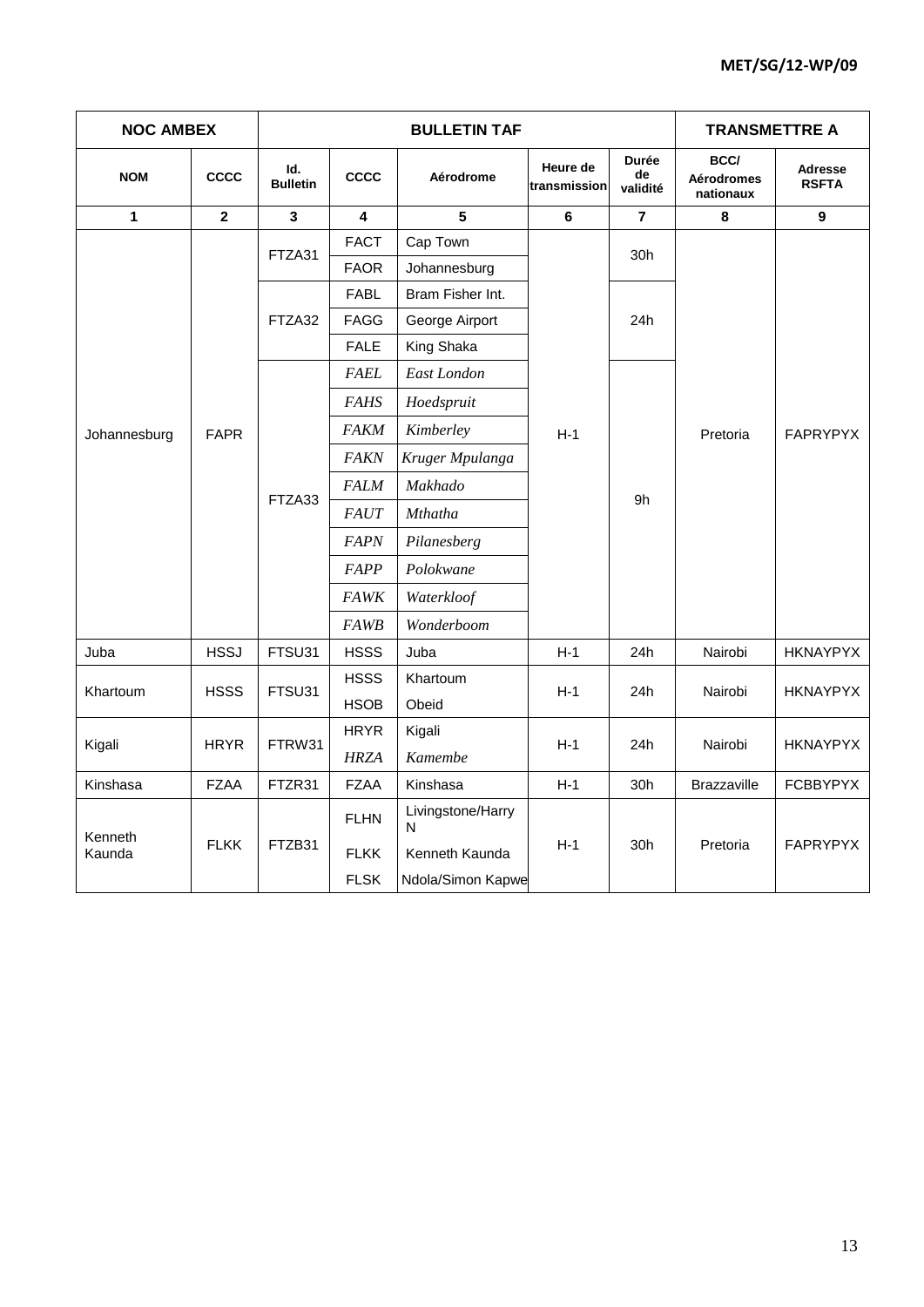| NOC AMBEX | | BULLETIN TAF | | | | | TRANSMETTRE A | |
|---|---|---|---|---|---|---|---|---|
| NOM | CCCC | Id. Bulletin | CCCC | Aérodrome | Heure de transmission | Durée de validité | BCC/ Aérodromes nationaux | Adresse RSFTA |
| 1 | 2 | 3 | 4 | 5 | 6 | 7 | 8 | 9 |
| Johannesburg | FAPR | FTZA31 | FACT | Cap Town | H-1 | 30h | Pretoria | FAPRYPYX |
| | | | FAOR | Johannesburg | | | | |
| | | FTZA32 | FABL | Bram Fisher Int. | | 24h | | |
| | | | FAGG | George Airport | | | | |
| | | | FALE | King Shaka | | | | |
| | | FTZA33 | *FAEL* | *East London* | | 9h | | |
| | | | *FAHS* | *Hoedspruit* | | | | |
| | | | *FAKM* | *Kimberley* | | | | |
| | | | *FAKN* | *Kruger Mpulanga* | | | | |
| | | | *FALM* | *Makhado* | | | | |
| | | | *FAUT* | *Mthatha* | | | | |
| | | | *FAPN* | *Pilanesberg* | | | | |
| | | | *FAPP* | *Polokwane* | | | | |
| | | | *FAWK* | *Waterkloof* | | | | |
| | | | *FAWB* | *Wonderboom* | | | | |
| Juba | HSSJ | FTSU31 | HSSS | Juba | H-1 | 24h | Nairobi | HKNAYPYX |
| Khartoum | HSSS | FTSU31 | HSSS | Khartoum | H-1 | 24h | Nairobi | HKNAYPYX |
| | | | HSOB | Obeid | | | | |
| Kigali | HRYR | FTRW31 | HRYR | Kigali | H-1 | 24h | Nairobi | HKNAYPYX |
| | | | *HRZA* | *Kamembe* | | | | |
| Kinshasa | FZAA | FTZR31 | FZAA | Kinshasa | H-1 | 30h | Brazzaville | FCBBYPYX |
| Kenneth Kaunda | FLKK | FTZB31 | FLHN | Livingstone/Harry N | H-1 | 30h | Pretoria | FAPRYPYX |
| | | | FLKK | Kenneth Kaunda | | | | |
| | | | FLSK | Ndola/Simon Kapwe | | | | |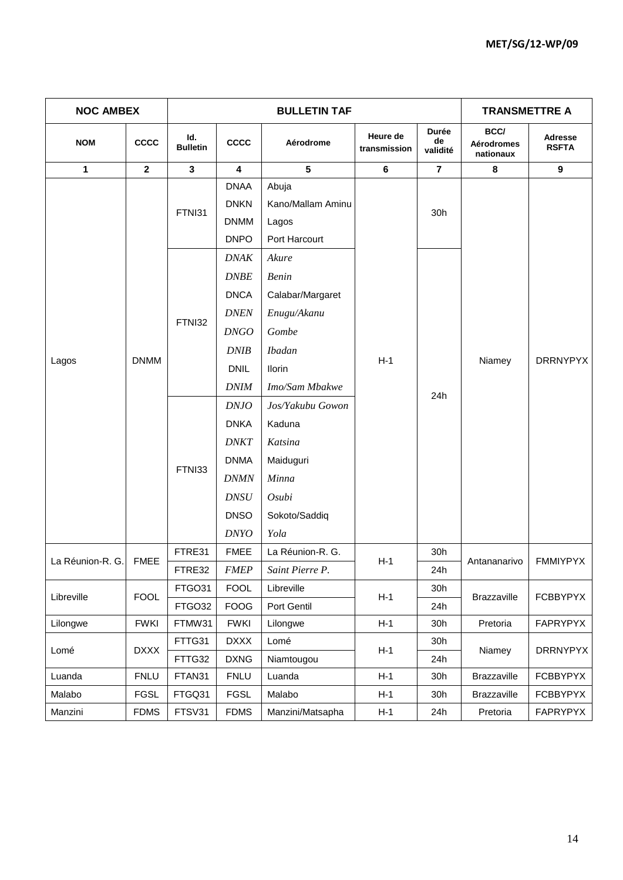| NOC AMBEX | | BULLETIN TAF | | | | | TRANSMETTRE A | |
|---|---|---|---|---|---|---|---|---|
| NOM | CCCC | Id. Bulletin | CCCC | Aérodrome | Heure de transmission | Durée de validité | BCC/ Aérodromes nationaux | Adresse RSFTA |
| 1 | 2 | 3 | 4 | 5 | 6 | 7 | 8 | 9 |
| Lagos | DNMM | FTNI31 | DNAA | Abuja | H-1 | 30h | Niamey | DRRNYPYX |
| | | | DNKN | Kano/Mallam Aminu | | | | |
| | | | DNMM | Lagos | | | | |
| | | | DNPO | Port Harcourt | | | | |
| | | FTNI32 | *DNAK* | *Akure* | | 24h | | |
| | | | *DNBE* | *Benin* | | | | |
| | | | DNCA | Calabar/Margaret | | | | |
| | | | *DNEN* | *Enugu/Akanu* | | | | |
| | | | *DNGO* | *Gombe* | | | | |
| | | | *DNIB* | *Ibadan* | | | | |
| | | | DNIL | Ilorin | | | | |
| | | | *DNIM* | *Imo/Sam Mbakwe* | | | | |
| | | FTNI33 | *DNJO* | *Jos/Yakubu Gowon* | | | | |
| | | | DNKA | Kaduna | | | | |
| | | | *DNKT* | *Katsina* | | | | |
| | | | DNMA | Maiduguri | | | | |
| | | | *DNMN* | *Minna* | | | | |
| | | | *DNSU* | *Osubi* | | | | |
| | | | DNSO | Sokoto/Saddiq | | | | |
| | | | *DNYO* | *Yola* | | | | |
| La Réunion-R. G. | FMEE | FTRE31 | FMEE | La Réunion-R. G. | H-1 | 30h | Antananarivo | FMMIYPYX |
| | | FTRE32 | *FMEP* | *Saint Pierre P.* | | 24h | | |
| Libreville | FOOL | FTGO31 | FOOL | Libreville | H-1 | 30h | Brazzaville | FCBBYPYX |
| | | FTGO32 | FOOG | Port Gentil | | 24h | | |
| Lilongwe | FWKI | FTMW31 | FWKI | Lilongwe | H-1 | 30h | Pretoria | FAPRYPYX |
| Lomé | DXXX | FTTG31 | DXXX | Lomé | H-1 | 30h | Niamey | DRRNYPYX |
| | | FTTG32 | DXNG | Niamtougou | | 24h | | |
| Luanda | FNLU | FTAN31 | FNLU | Luanda | H-1 | 30h | Brazzaville | FCBBYPYX |
| Malabo | FGSL | FTGQ31 | FGSL | Malabo | H-1 | 30h | Brazzaville | FCBBYPYX |
| Manzini | FDMS | FTSV31 | FDMS | Manzini/Matsapha | H-1 | 24h | Pretoria | FAPRYPYX |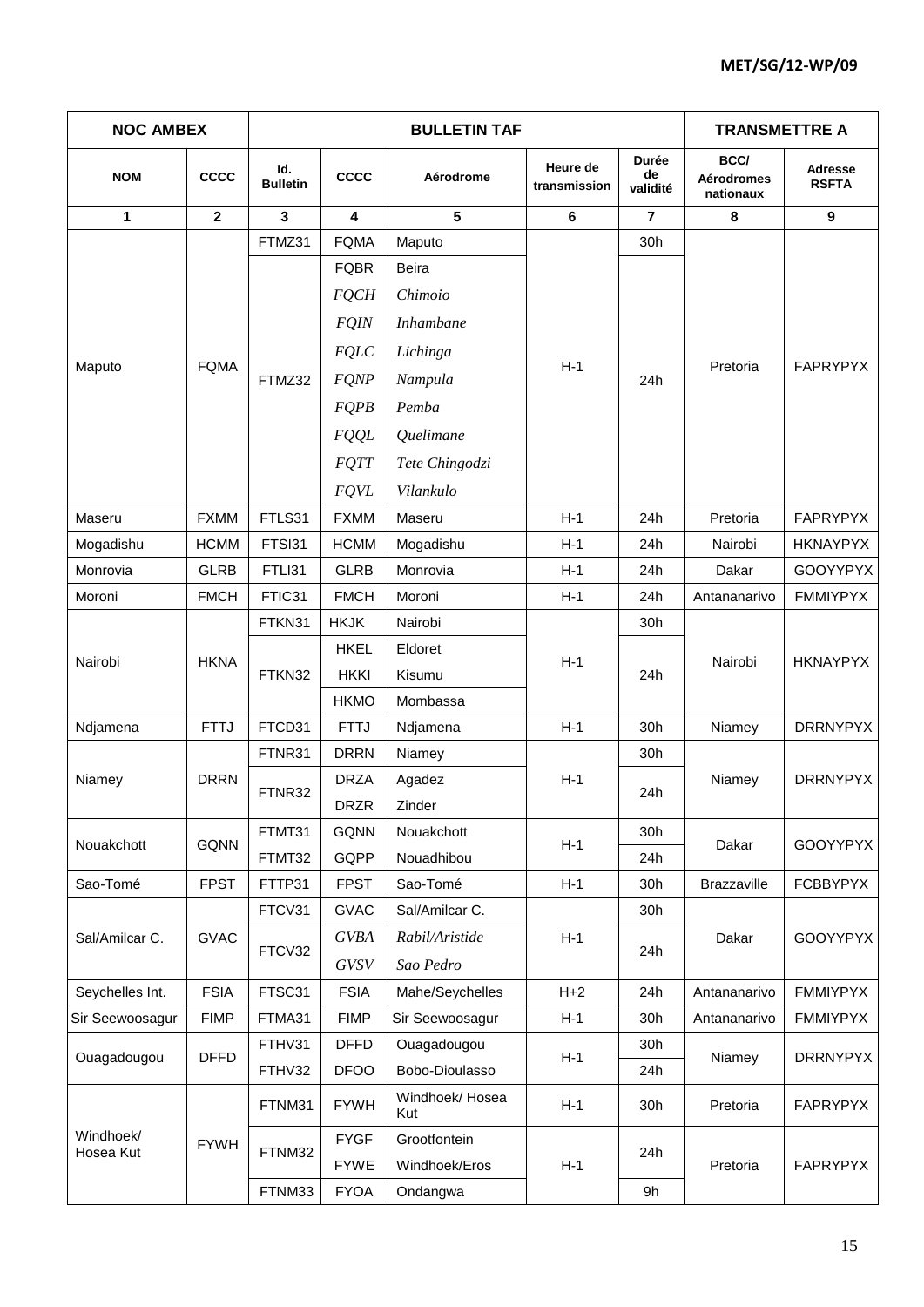| NOC AMBEX | | BULLETIN TAF | | | | | TRANSMETTRE A | |
|---|---|---|---|---|---|---|---|---|
| NOM | CCCC | Id. Bulletin | CCCC | Aérodrome | Heure de transmission | Durée de validité | BCC/ Aérodromes nationaux | Adresse RSFTA |
| 1 | 2 | 3 | 4 | 5 | 6 | 7 | 8 | 9 |
| Maputo | FQMA | FTMZ31 | FQMA | Maputo | H-1 | 30h | Pretoria | FAPRYPYX |
| | | FTMZ32 | FQBR | Beira | | 24h | | |
| | | | *FQCH* | *Chimoio* | | | | |
| | | | *FQIN* | *Inhambane* | | | | |
| | | | *FQLC* | *Lichinga* | | | | |
| | | | *FQNP* | *Nampula* | | | | |
| | | | *FQPB* | *Pemba* | | | | |
| | | | *FQQL* | *Quelimane* | | | | |
| | | | *FQTT* | *Tete Chingodzi* | | | | |
| | | | *FQVL* | *Vilankulo* | | | | |
| Maseru | FXMM | FTLS31 | FXMM | Maseru | H-1 | 24h | Pretoria | FAPRYPYX |
| Mogadishu | HCMM | FTSI31 | HCMM | Mogadishu | H-1 | 24h | Nairobi | HKNAYPYX |
| Monrovia | GLRB | FTLI31 | GLRB | Monrovia | H-1 | 24h | Dakar | GOOYYPYX |
| Moroni | FMCH | FTIC31 | FMCH | Moroni | H-1 | 24h | Antananarivo | FMMIYPYX |
| Nairobi | HKNA | FTKN31 | HKJK | Nairobi | H-1 | 30h | Nairobi | HKNAYPYX |
| | | FTKN32 | HKEL | Eldoret | | 24h | | |
| | | | HKKI | Kisumu | | | | |
| | | | HKMO | Mombassa | | | | |
| Ndjamena | FTTJ | FTCD31 | FTTJ | Ndjamena | H-1 | 30h | Niamey | DRRNYPYX |
| Niamey | DRRN | FTNR31 | DRRN | Niamey | H-1 | 30h | Niamey | DRRNYPYX |
| | | FTNR32 | DRZA | Agadez | | 24h | | |
| | | | DRZR | Zinder | | | | |
| Nouakchott | GQNN | FTMT31 | GQNN | Nouakchott | H-1 | 30h | Dakar | GOOYYPYX |
| | | FTMT32 | GQPP | Nouadhibou | | 24h | | |
| Sao-Tomé | FPST | FTTP31 | FPST | Sao-Tomé | H-1 | 30h | Brazzaville | FCBBYPYX |
| Sal/Amilcar C. | GVAC | FTCV31 | GVAC | Sal/Amilcar C. | H-1 | 30h | Dakar | GOOYYPYX |
| | | FTCV32 | *GVBA* | *Rabil/Aristide* | | 24h | | |
| | | | *GVSV* | *Sao Pedro* | | | | |
| Seychelles Int. | FSIA | FTSC31 | FSIA | Mahe/Seychelles | H+2 | 24h | Antananarivo | FMMIYPYX |
| Sir Seewoosagur | FIMP | FTMA31 | FIMP | Sir Seewoosagur | H-1 | 30h | Antananarivo | FMMIYPYX |
| Ouagadougou | DFFD | FTHV31 | DFFD | Ouagadougou | H-1 | 30h | Niamey | DRRNYPYX |
| | | FTHV32 | DFOO | Bobo-Dioulasso | | 24h | | |
| Windhoek/ Hosea Kut | FYWH | FTNM31 | FYWH | Windhoek/ Hosea Kut | H-1 | 30h | Pretoria | FAPRYPYX |
| | | FTNM32 | FYGF | Grootfontein | H-1 | 24h | Pretoria | FAPRYPYX |
| | | | FYWE | Windhoek/Eros | | | | |
| | | FTNM33 | FYOA | Ondangwa | | 9h | | |